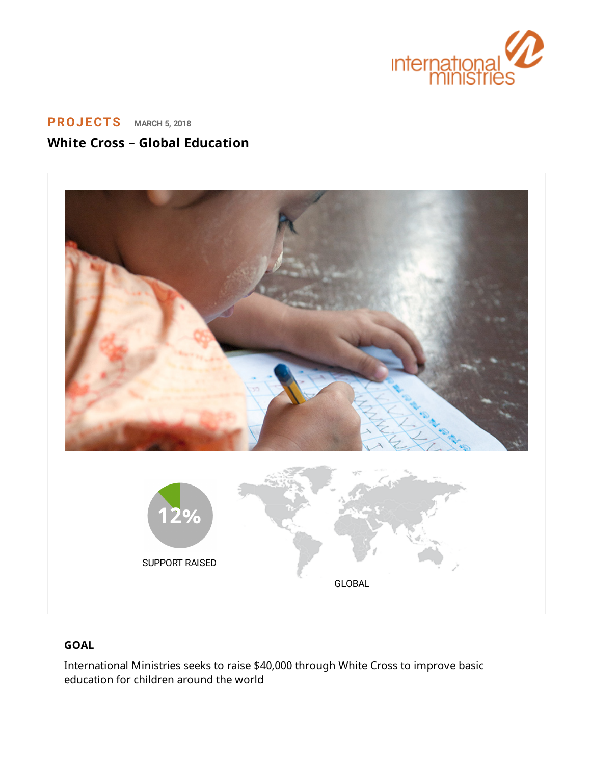**PROJECTS** MARCH 5, 2018

# White Cross – Global Education

12%

SUPPORT RAISED

GLOBAL

## GOAL

International Ministries seeks to raise $40,000 through White Cross to improve basic education for children around the world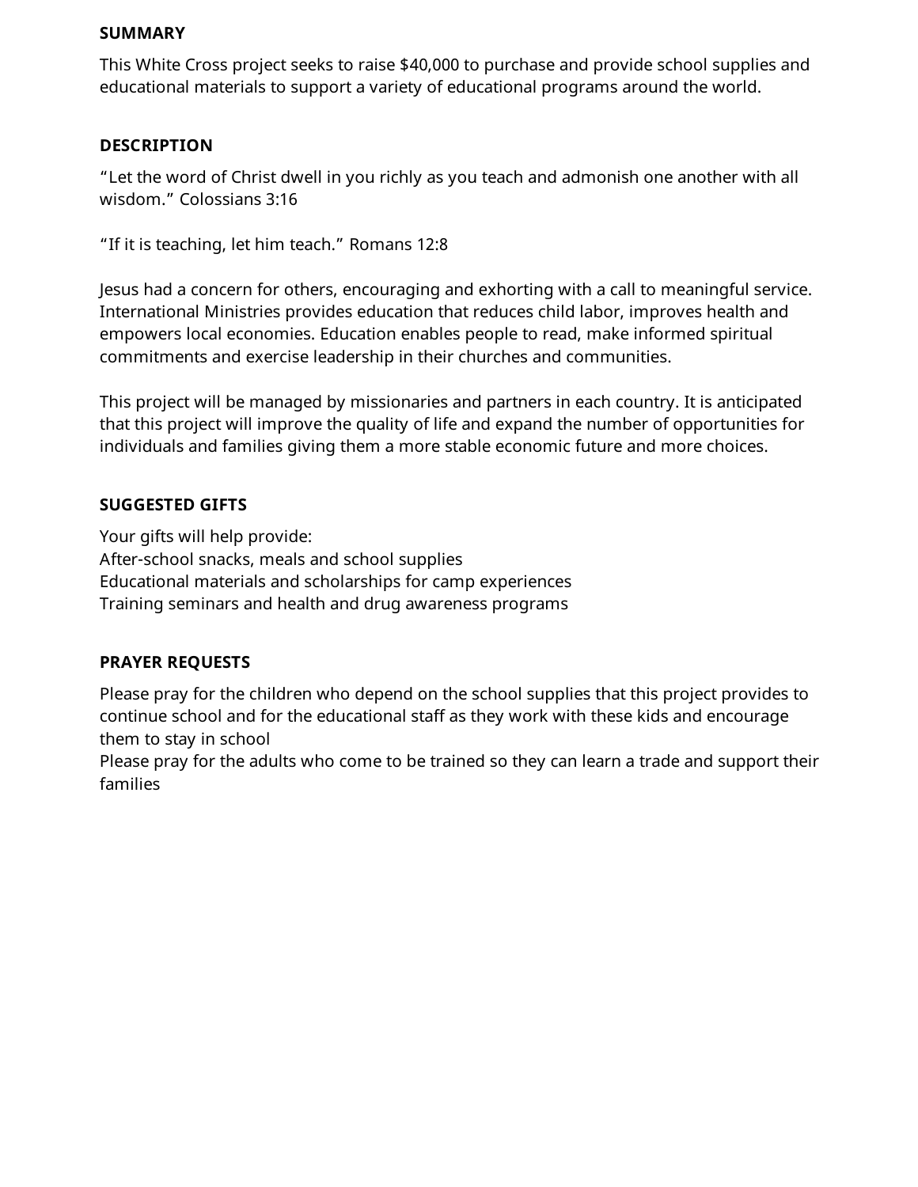## SUMMARY

This White Cross project seeks to raise $40,000 to purchase and provide school supplies and educational materials to support a variety of educational programs around the world.

## DESCRIPTION

"Let the word of Christ dwell in you richly as you teach and admonish one another with all wisdom." Colossians 3:16

"If it is teaching, let him teach." Romans 12:8

Jesus had a concern for others, encouraging and exhorting with a call to meaningful service. International Ministries provides education that reduces child labor, improves health and empowers local economies. Education enables people to read, make informed spiritual commitments and exercise leadership in their churches and communities.

This project will be managed by missionaries and partners in each country. It is anticipated that this project will improve the quality of life and expand the number of opportunities for individuals and families giving them a more stable economic future and more choices.

## SUGGESTED GIFTS

Your gifts will help provide:
After-school snacks, meals and school supplies
Educational materials and scholarships for camp experiences
Training seminars and health and drug awareness programs

## PRAYER REQUESTS

Please pray for the children who depend on the school supplies that this project provides to continue school and for the educational staff as they work with these kids and encourage them to stay in school
Please pray for the adults who come to be trained so they can learn a trade and support their families